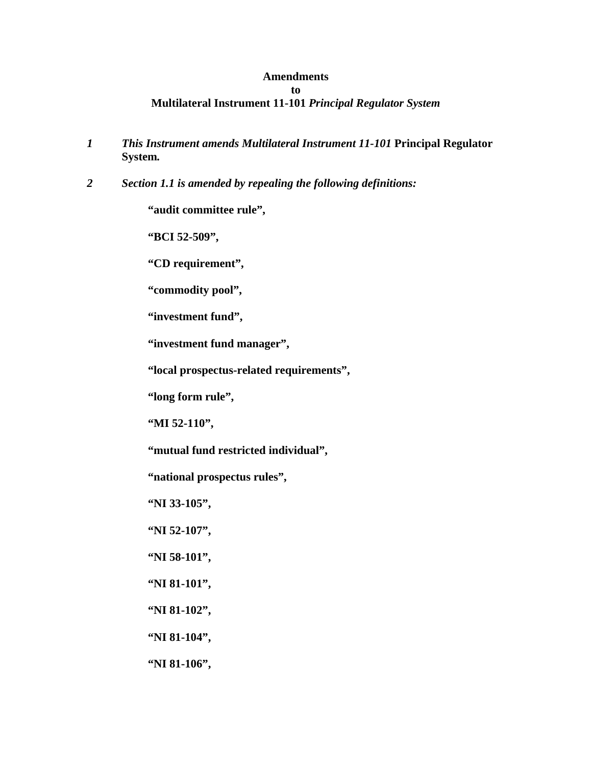**Amendments**
**to**
**Multilateral Instrument 11-101 *Principal Regulator System***

***1*** ***This Instrument amends Multilateral Instrument 11-101*** **Principal Regulator System*.***

***2*** ***Section 1.1 is amended by repealing the following definitions:***

**"audit committee rule",**

**"BCI 52-509",**

**"CD requirement",**

**"commodity pool",**

**"investment fund",**

**"investment fund manager",**

**"local prospectus-related requirements",**

**"long form rule",**

**"MI 52-110",**

**"mutual fund restricted individual",**

**"national prospectus rules",**

**"NI 33-105",**

**"NI 52-107",**

**"NI 58-101",**

**"NI 81-101",**

**"NI 81-102",**

**"NI 81-104",**

**"NI 81-106",**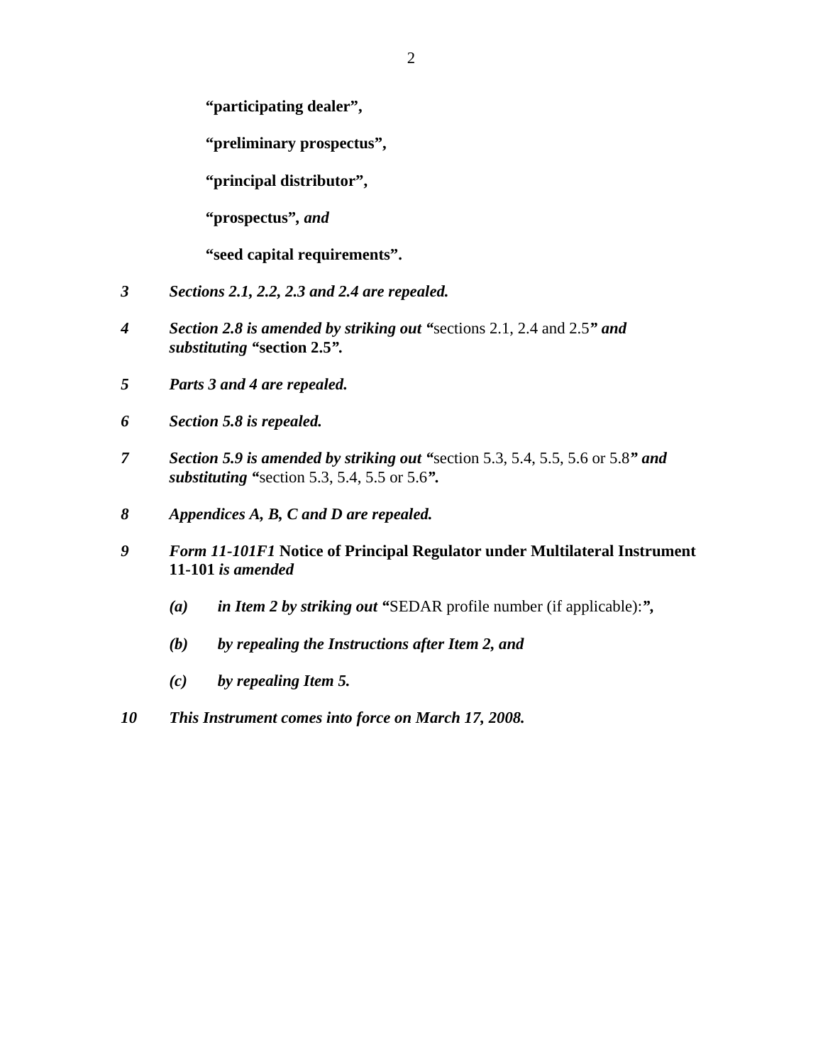**"participating dealer",**

**"preliminary prospectus",**

**"principal distributor",**

**"prospectus",** ***and***

**"seed capital requirements".**

***3*** ***Sections 2.1, 2.2, 2.3 and 2.4 are repealed.***

***4*** ***Section 2.8 is amended by striking out "***sections 2.1, 2.4 and 2.5***" and substituting "*****section 2.5*****".***

***5*** ***Parts 3 and 4 are repealed.***

***6*** ***Section 5.8 is repealed.***

***7*** ***Section 5.9 is amended by striking out "***section 5.3, 5.4, 5.5, 5.6 or 5.8***" and substituting "***section 5.3, 5.4, 5.5 or 5.6***".***

***8*** ***Appendices A, B, C and D are repealed.***

***9*** ***Form 11-101F1*** **Notice of Principal Regulator under Multilateral Instrument 11-101** ***is amended***

> ***(a)*** ***in Item 2 by striking out "***SEDAR profile number (if applicable):***",***
>
> ***(b)*** ***by repealing the Instructions after Item 2, and***
>
> ***(c)*** ***by repealing Item 5.***

***10*** ***This Instrument comes into force on March 17, 2008.***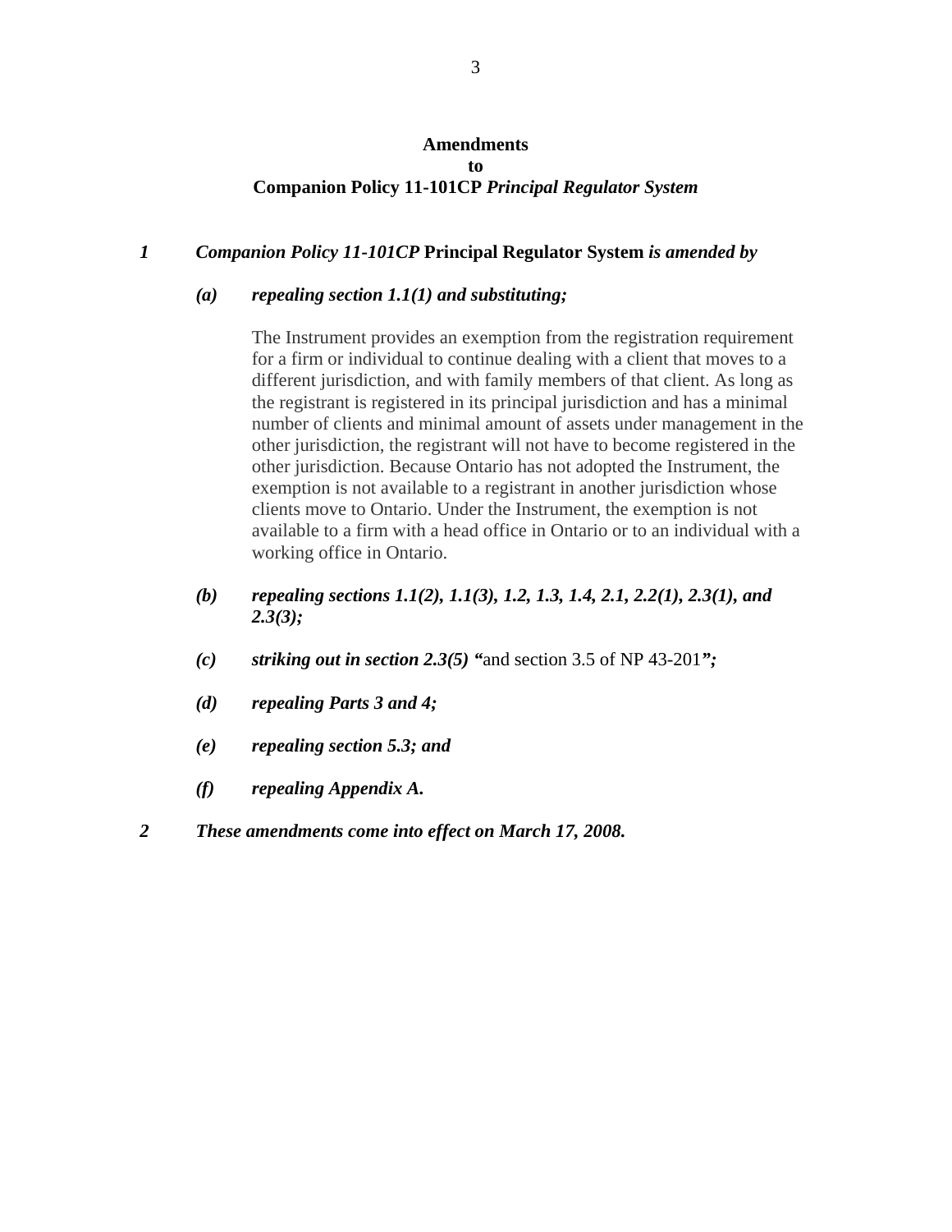**Amendments**
**to**
**Companion Policy 11-101CP *Principal Regulator System***

***1 Companion Policy 11-101CP* Principal Regulator System *is amended by***

***(a) repealing section 1.1(1) and substituting;***

The Instrument provides an exemption from the registration requirement for a firm or individual to continue dealing with a client that moves to a different jurisdiction, and with family members of that client. As long as the registrant is registered in its principal jurisdiction and has a minimal number of clients and minimal amount of assets under management in the other jurisdiction, the registrant will not have to become registered in the other jurisdiction. Because Ontario has not adopted the Instrument, the exemption is not available to a registrant in another jurisdiction whose clients move to Ontario. Under the Instrument, the exemption is not available to a firm with a head office in Ontario or to an individual with a working office in Ontario.

***(b) repealing sections 1.1(2), 1.1(3), 1.2, 1.3, 1.4, 2.1, 2.2(1), 2.3(1), and 2.3(3);***

***(c) striking out in section 2.3(5) "*and section 3.5 of NP 43-201*";***

***(d) repealing Parts 3 and 4;***

***(e) repealing section 5.3; and***

***(f) repealing Appendix A.***

***2 These amendments come into effect on March 17, 2008.***